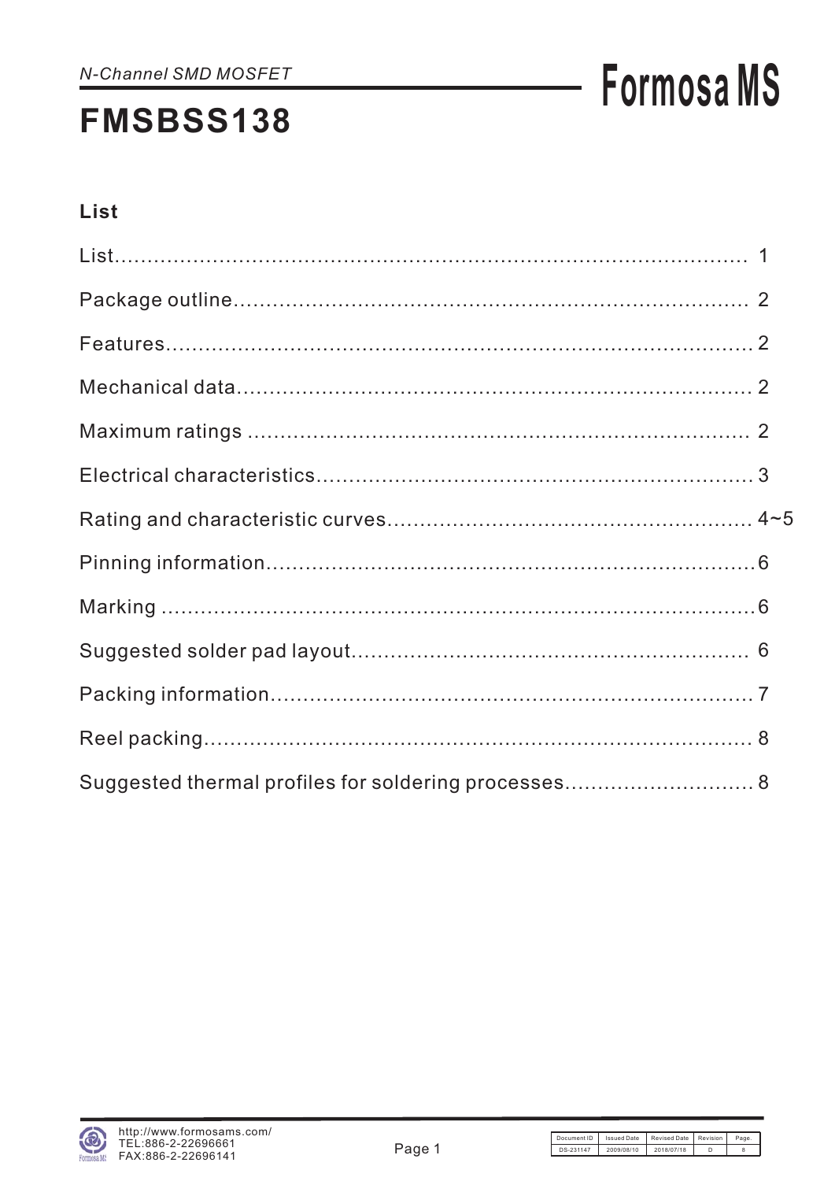*N-Channel SMD MOSFET*

# FMSBSS138

**Formosa MS**

## List

List................................................................................................ 1

Package outline.................................................................................. 2

Features............................................................................................. 2

Mechanical data.................................................................................. 2

Maximum ratings ................................................................................ 2

Electrical characteristics..................................................................... 3

Rating and characteristic curves.......................................................... 4~5

Pinning information............................................................................. 6

Marking .............................................................................................. 6

Suggested solder pad layout................................................................ 6

Packing information.............................................................................. 7

Reel packing......................................................................................... 8

Suggested thermal profiles for soldering processes............................. 8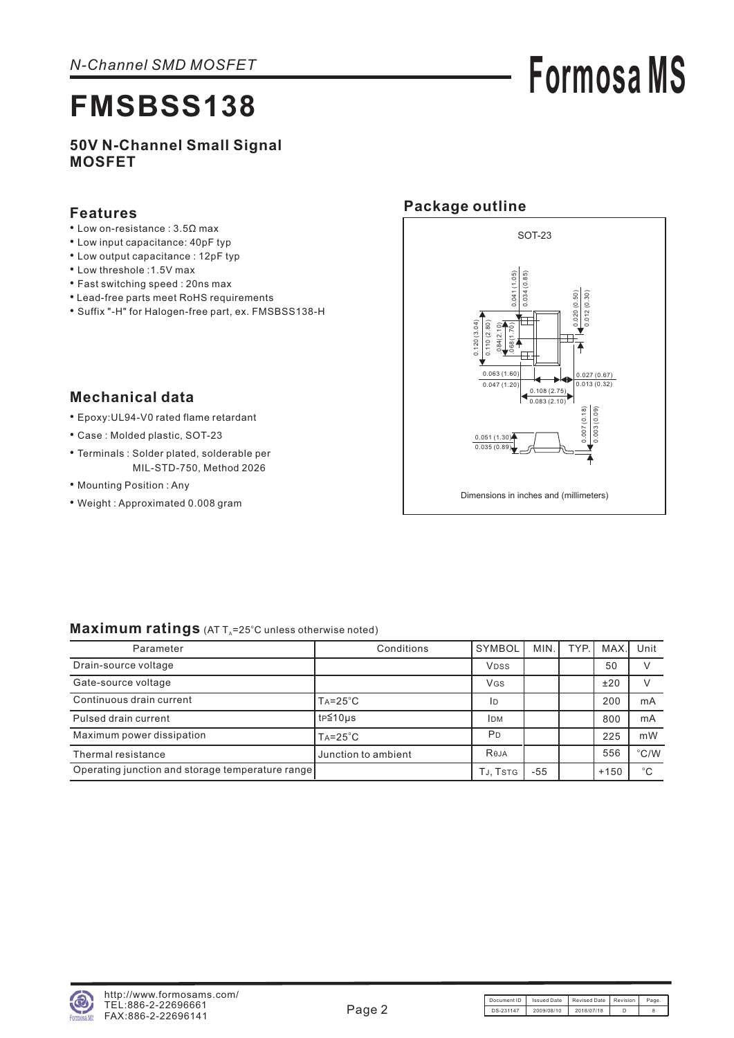*N-Channel SMD MOSFET*

# FMSBSS138

**50V N-Channel Small Signal MOSFET**

## Features

- Low on-resistance : 3.5Ω max
- Low input capacitance: 40pF typ
- Low output capacitance : 12pF typ
- Low thresho le :1.5V max
- Fast switching speed : 20ns max
- Lead-free parts meet RoHS requirements
- Suffix "-H" for Halogen-free part, ex. FMSBSS138-H

## Package outline

SOT-23

Dimensions in inches and (millimeters)

## Mechanical data

- Epoxy:UL94-V0 rated flame retardant
- Case : Molded plastic, SOT-23
- Terminals : Solder plated, solderable per MIL-STD-750, Method 2026
- Mounting Position : Any
- Weight : Approximated 0.008 gram

## Maximum ratings (AT $T_A$=25°C unless otherwise noted)

| Parameter | Conditions | SYMBOL | MIN. | TYP. | MAX. | Unit |
|---|---|---|---|---|---|---|
| Drain-source voltage | | $V_{DSS}$ | | | 50 | V |
| Gate-source voltage | | $V_{GS}$ | | | ±20 | V |
| Continuous drain current | $T_A$=25°C | $I_D$ | | | 200 | mA |
| Pulsed drain current | $t_P$≦10μs | $I_{DM}$ | | | 800 | mA |
| Maximum power dissipation | $T_A$=25°C | $P_D$ | | | 225 | mW |
| Thermal resistance | Junction to ambient | $R_{\theta JA}$ | | | 556 | °C/W |
| Operating junction and storage temperature range | | $T_J$, $T_{STG}$ | -55 | | +150 | °C |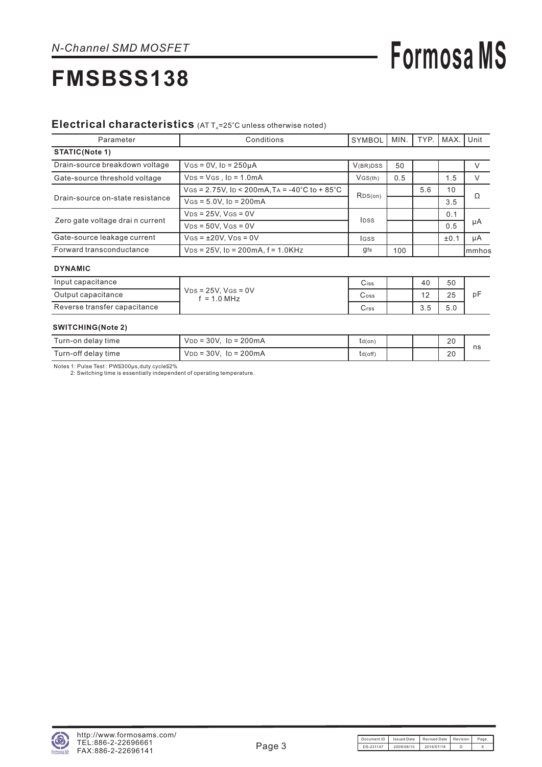*N-Channel SMD MOSFET*

# FMSBSS138

## Electrical characteristics (AT $T_A$=25°C unless otherwise noted)

| Parameter | Conditions | SYMBOL | MIN. | TYP. | MAX. | Unit |
|---|---|---|---|---|---|---|
| **STATIC(Note 1)** | | | | | | |
| Drain-source breakdown voltage | $V_{GS}$ = 0V, $I_D$ = 250μA | $V_{(BR)DSS}$ | 50 | | | V |
| Gate-source threshold voltage | $V_{DS}$ = $V_{GS}$ , $I_D$ = 1.0mA | $V_{GS(th)}$ | 0.5 | | 1.5 | V |
| Drain-source on-state resistance | $V_{GS}$ = 2.75V, $I_D$ < 200mA, $T_A$ = -40°C to + 85°C | $R_{DS(on)}$ | | 5.6 | 10 | Ω |
| | $V_{GS}$ = 5.0V, $I_D$ = 200mA | | | | 3.5 | |
| Zero gate voltage drai n current | $V_{DS}$ = 25V, $V_{GS}$ = 0V | $I_{DSS}$ | | | 0.1 | μA |
| | $V_{DS}$ = 50V, $V_{GS}$ = 0V | | | | 0.5 | |
| Gate-source leakage current | $V_{GS}$ = ±20V, $V_{DS}$ = 0V | $I_{GSS}$ | | | ±0.1 | μA |
| Forward transconductance | $V_{DS}$ = 25V, $I_D$ = 200mA, f = 1.0KHz | $g_{fs}$ | 100 | | | mmhos |
| **DYNAMIC** | | | | | | |
| Input capacitance | $V_{DS}$ = 25V, $V_{GS}$ = 0V f = 1.0 MHz | $C_{iss}$ | | 40 | 50 | pF |
| Output capacitance | | $C_{oss}$ | | 12 | 25 | |
| Reverse transfer capacitance | | $C_{rss}$ | | 3.5 | 5.0 | |
| **SWITCHING(Note 2)** | | | | | | |
| Turn-on delay time | $V_{DD}$ = 30V, $I_D$ = 200mA | $t_{d(on)}$ | | | 20 | ns |
| Turn-off delay time | $V_{DD}$ = 30V, $I_D$ = 200mA | $t_{d(off)}$ | | | 20 | |

Notes 1: Pulse Test : PW≦300μs,duty cycle≦2%
2: Switching time is essentially independent of operating temperature.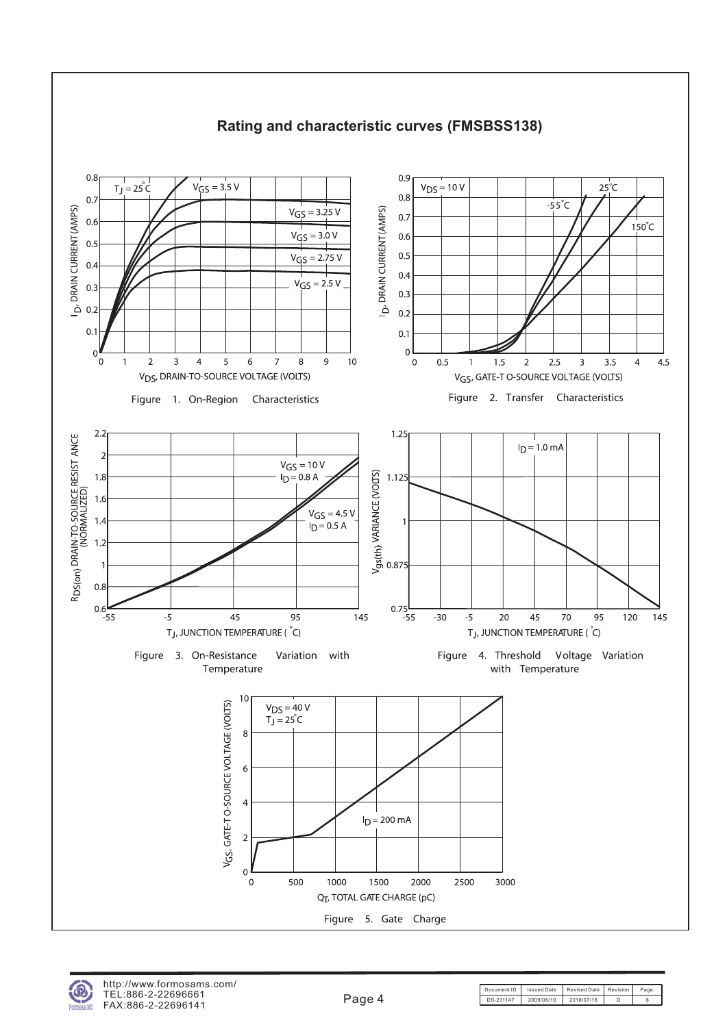# Rating and characteristic curves (FMSBSS138)

Figure 1. On-Region Characteristics

Figure 2. Transfer Characteristics

Figure 3. On-Resistance Variation with Temperature

Figure 4. Threshold Voltage Variation with Temperature

Figure 5. Gate Charge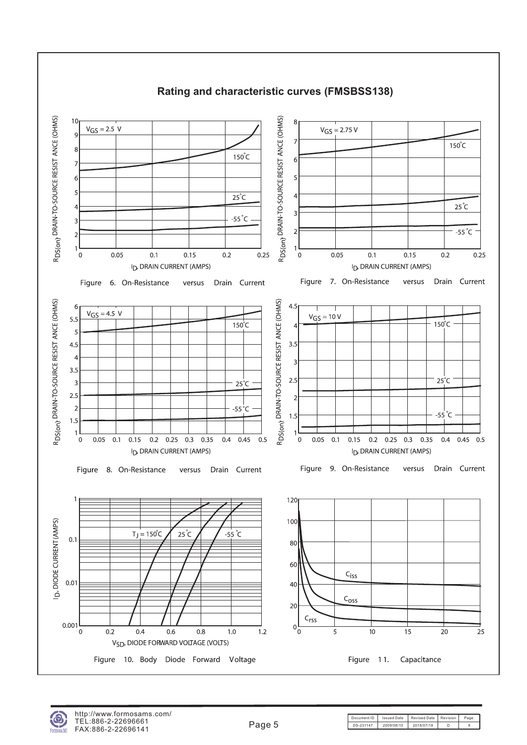## Rating and characteristic curves (FMSBSS138)

Figure 6. On-Resistance versus Drain Current

Figure 7. On-Resistance versus Drain Current

Figure 8. On-Resistance versus Drain Current

Figure 9. On-Resistance versus Drain Current

Figure 10. Body Diode Forward Voltage

Figure 11. Capacitance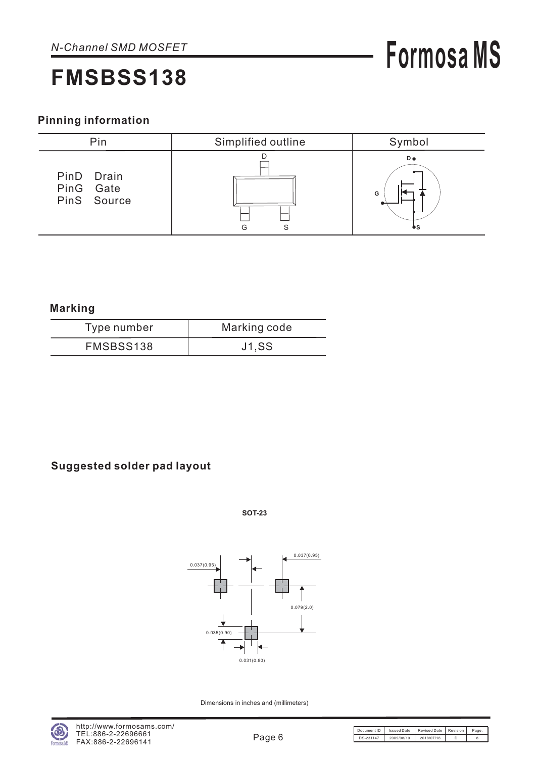*N-Channel SMD MOSFET*

# FMSBSS138

### Pinning information

| Pin | Simplified outline | Symbol |
|---|---|---|
| PinD Drain<br>PinG Gate<br>PinS Source | D<br>G S | D<br>G<br>S |

### Marking

| Type number | Marking code |
|---|---|
| FMSBSS138 | J1,SS |

### Suggested solder pad layout

SOT-23

0.037(0.95)

0.037(0.95)

0.079(2.0)

0.035(0.90)

0.031(0.80)

Dimensions in inches and (millimeters)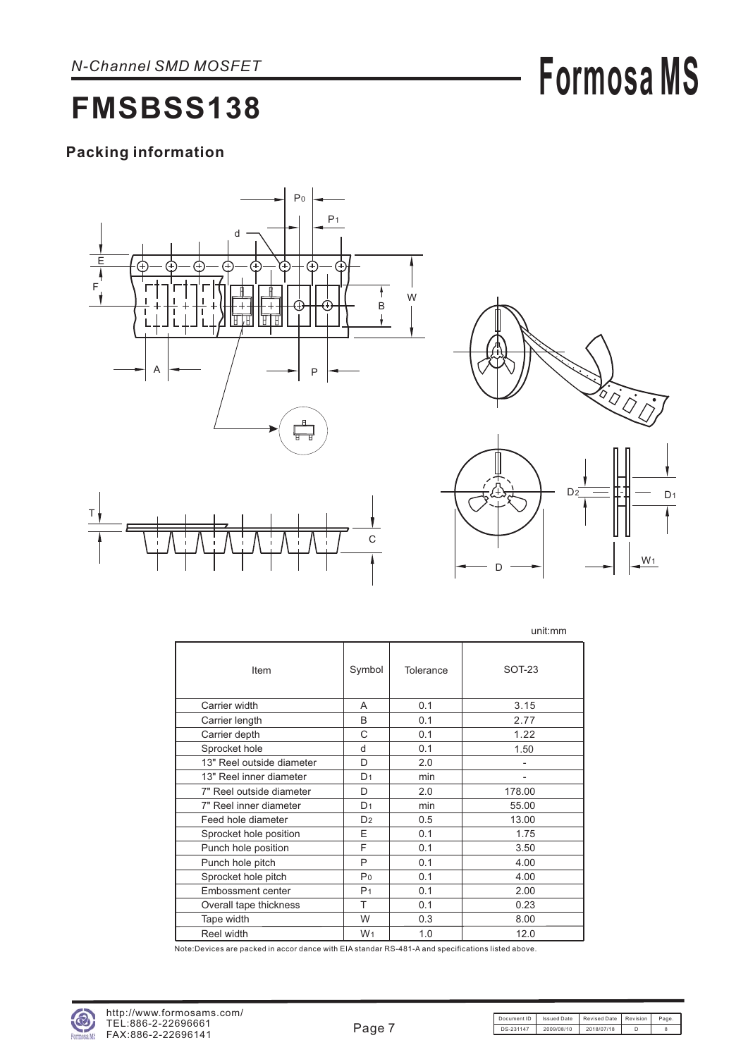*N-Channel SMD MOSFET*

# FMSBSS138

## Packing information

unit:mm

| Item | Symbol | Tolerance | SOT-23 |
|---|---|---|---|
| Carrier width | A | 0.1 | 3.15 |
| Carrier length | B | 0.1 | 2.77 |
| Carrier depth | C | 0.1 | 1.22 |
| Sprocket hole | d | 0.1 | 1.50 |
| 13" Reel outside diameter | D | 2.0 | - |
| 13" Reel inner diameter | $D_1$ | min | - |
| 7" Reel outside diameter | D | 2.0 | 178.00 |
| 7" Reel inner diameter | $D_1$ | min | 55.00 |
| Feed hole diameter | $D_2$ | 0.5 | 13.00 |
| Sprocket hole position | E | 0.1 | 1.75 |
| Punch hole position | F | 0.1 | 3.50 |
| Punch hole pitch | P | 0.1 | 4.00 |
| Sprocket hole pitch | $P_0$ | 0.1 | 4.00 |
| Embossment center | $P_1$ | 0.1 | 2.00 |
| Overall tape thickness | T | 0.1 | 0.23 |
| Tape width | W | 0.3 | 8.00 |
| Reel width | $W_1$ | 1.0 | 12.0 |

Note:Devices are packed in accor dance with EIA standar RS-481-A and specifications listed above.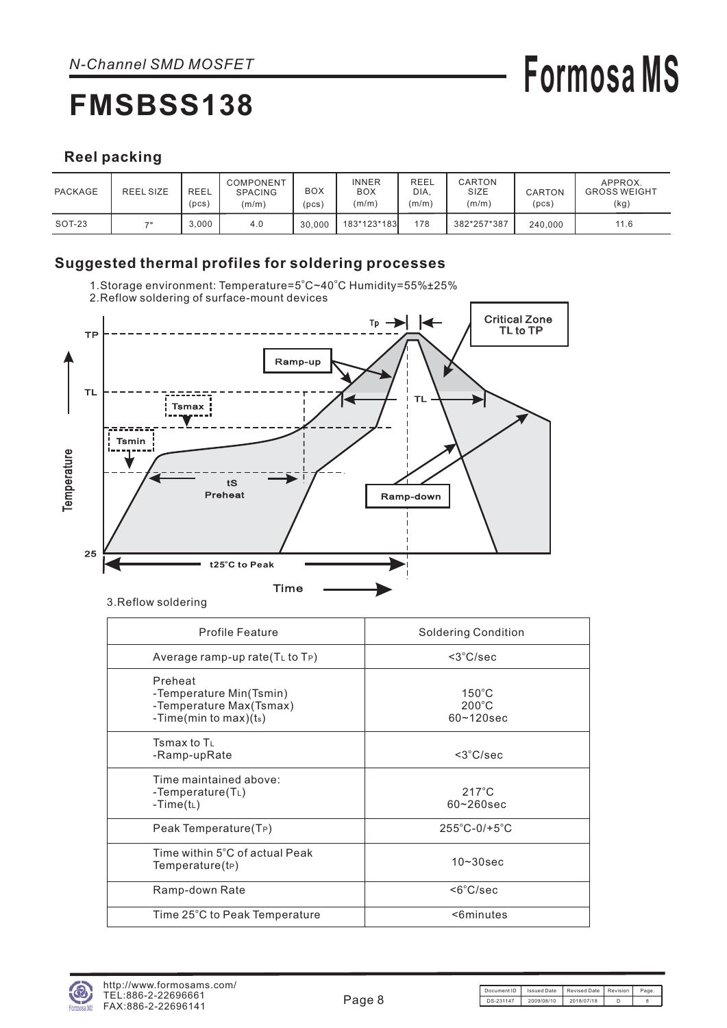*N-Channel SMD MOSFET*

# FMSBSS138

## Reel packing

| PACKAGE | REEL SIZE | REEL (pcs) | COMPONENT SPACING (m/m) | BOX (pcs) | INNER BOX (m/m) | REEL DIA. (m/m) | CARTON SIZE (m/m) | CARTON (pcs) | APPROX. GROSS WEIGHT (kg) |
|---|---|---|---|---|---|---|---|---|---|
| SOT-23 | 7" | 3,000 | 4.0 | 30,000 | 183*123*183 | 178 | 382*257*387 | 240,000 | 11.6 |

## Suggested thermal profiles for soldering processes

1.Storage environment: Temperature=5˚C~40˚C Humidity=55%±25%

2.Reflow soldering of surface-mount devices

Tp
Critical Zone TL to TP
TP
Ramp-up
TL
TL
Tsmax
Tsmin
Temperature
tS
Preheat
Ramp-down
25
t25˚C to Peak
Time

3.Reflow soldering

| Profile Feature | Soldering Condition |
|---|---|
| Average ramp-up rate($T_L$ to $T_P$) | <3˚C/sec |
| Preheat<br>-Temperature Min(Tsmin)<br>-Temperature Max(Tsmax)<br>-Time(min to max)($t_s$) | <br>150˚C<br>200˚C<br>60~120sec |
| Tsmax to $T_L$<br>-Ramp-upRate | <3˚C/sec |
| Time maintained above:<br>-Temperature($T_L$)<br>-Time($t_L$) | <br>217˚C<br>60~260sec |
| Peak Temperature($T_P$) | 255˚C-0/+5˚C |
| Time within 5˚C of actual Peak Temperature($t_P$) | 10~30sec |
| Ramp-down Rate | <6˚C/sec |
| Time 25˚C to Peak Temperature | <6minutes |